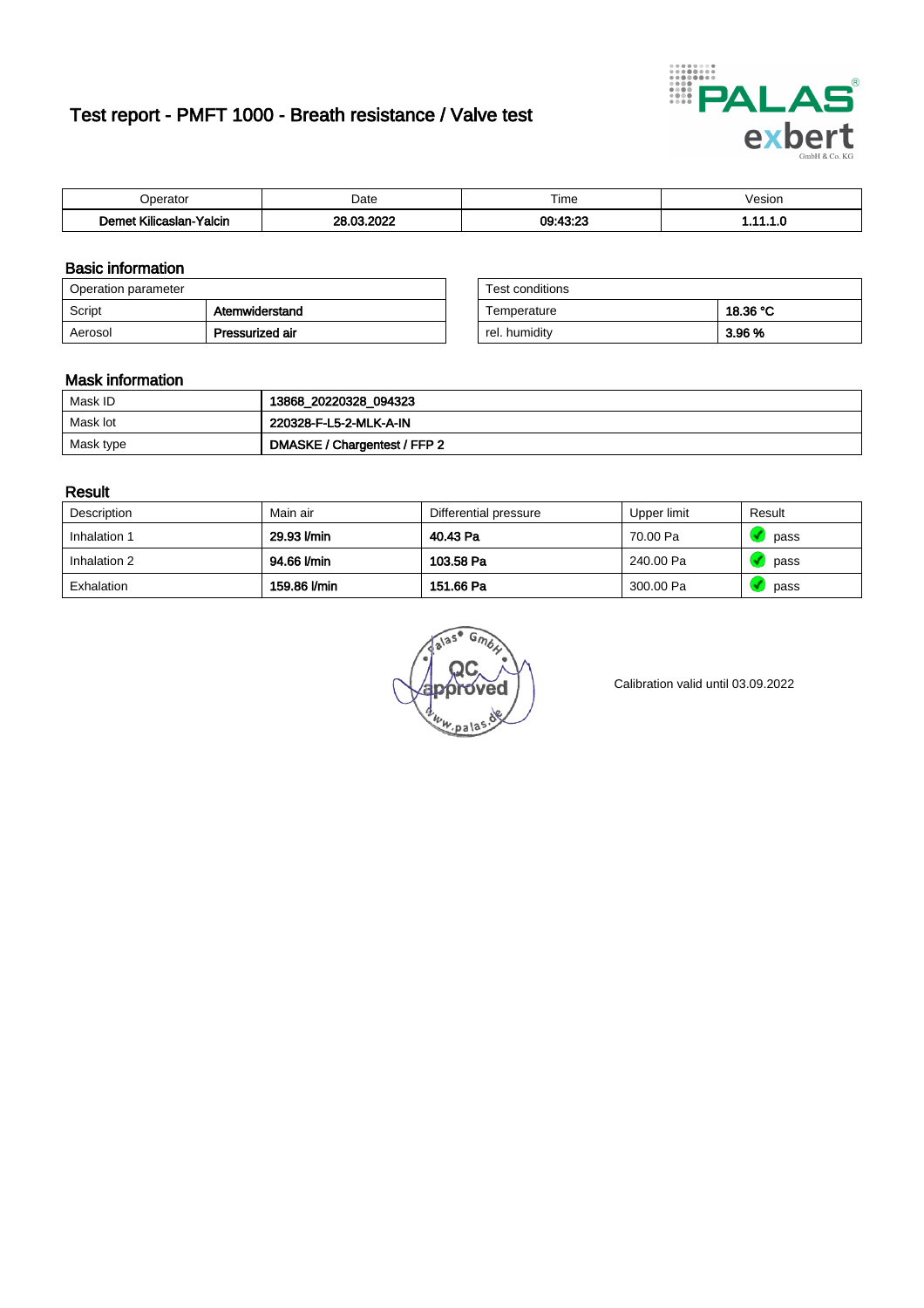# Test report - PMFT 1000 - Breath resistance / Valve test

| Operator | Date | Time | Vesion |
|---|---|---|---|
| **Demet Kilicaslan-Yalcin** | **28.03.2022** | **09:43:23** | **1.11.1.0** |

## Basic information

| Operation parameter | |
|---|---|
| Script | **Atemwiderstand** |
| Aerosol | **Pressurized air** |

| Test conditions | |
|---|---|
| Temperature | **18.36 °C** |
| rel. humidity | **3.96 %** |

## Mask information

| | |
|---|---|
| Mask ID | **13868_20220328_094323** |
| Mask lot | **220328-F-L5-2-MLK-A-IN** |
| Mask type | **DMASKE / Chargentest / FFP 2** |

## Result

| Description | Main air | Differential pressure | Upper limit | Result |
|---|---|---|---|---|
| Inhalation 1 | **29.93 l/min** | **40.43 Pa** | 70.00 Pa | pass |
| Inhalation 2 | **94.66 l/min** | **103.58 Pa** | 240.00 Pa | pass |
| Exhalation | **159.86 l/min** | **151.66 Pa** | 300.00 Pa | pass |

Calibration valid until 03.09.2022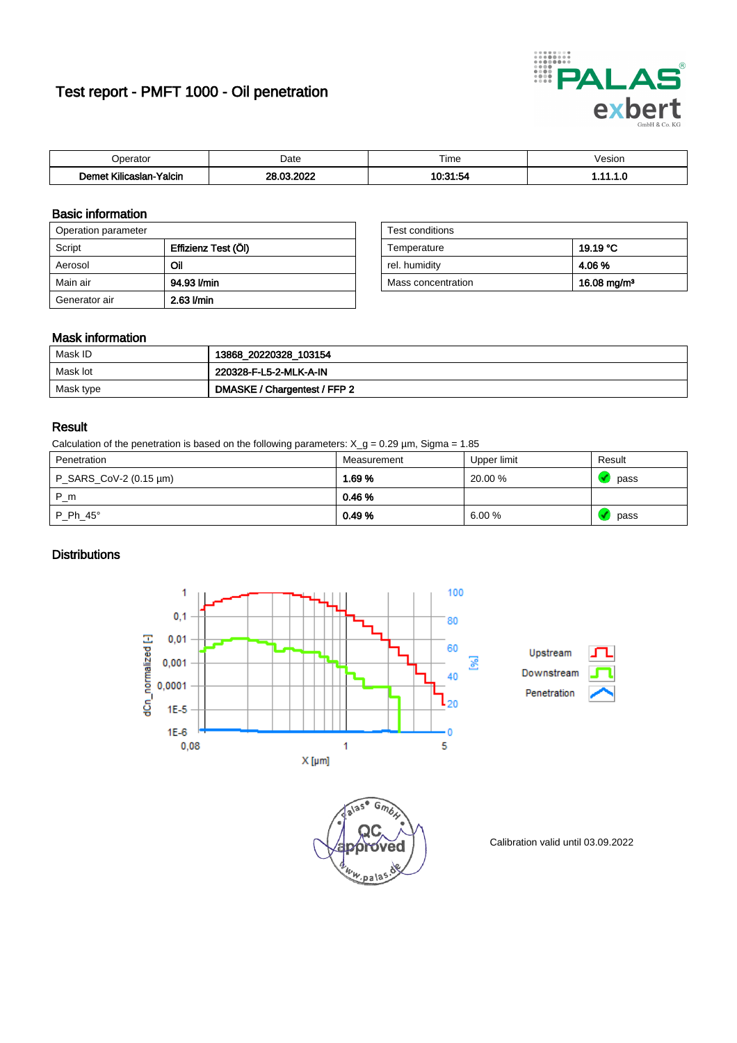# Test report - PMFT 1000 - Oil penetration

PALAS exbert GmbH & Co. KG

| Operator | Date | Time | Vesion |
|---|---|---|---|
| Demet Kilicaslan-Yalcin | 28.03.2022 | 10:31:54 | 1.11.1.0 |

## Basic information

| Operation parameter | |
|---|---|
| Script | Effizienz Test (Öl) |
| Aerosol | Oil |
| Main air | 94.93 l/min |
| Generator air | 2.63 l/min |

| Test conditions | |
|---|---|
| Temperature | 19.19 °C |
| rel. humidity | 4.06 % |
| Mass concentration | 16.08 mg/m³ |

## Mask information

| | |
|---|---|
| Mask ID | 13868_20220328_103154 |
| Mask lot | 220328-F-L5-2-MLK-A-IN |
| Mask type | DMASKE / Chargentest / FFP 2 |

## Result

Calculation of the penetration is based on the following parameters: X_g = 0.29 µm, Sigma = 1.85

| Penetration | Measurement | Upper limit | Result |
|---|---|---|---|
| P_SARS_CoV-2 (0.15 µm) | 1.69 % | 20.00 % | pass |
| P_m | 0.46 % | | |
| P_Ph_45° | 0.49 % | 6.00 % | pass |

## Distributions

dCn_normalized [-]
1
0,1
0,01
0,001
0,0001
1E-5
1E-6
0,08
1
5
X [µm]
[%]
100
80
60
40
20
0
Upstream
Downstream
Penetration

Palas GmbH QC approved www.palas.de

Calibration valid until 03.09.2022